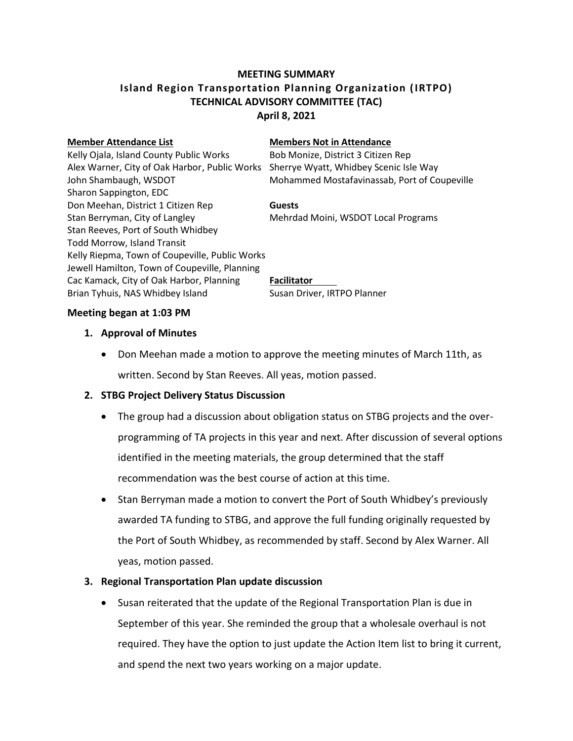**MEETING SUMMARY**
**Island Region Transportation Planning Organization (IRTPO)**
**TECHNICAL ADVISORY COMMITTEE (TAC)**
**April 8, 2021**

**Member Attendance List**

Kelly Ojala, Island County Public Works
Alex Warner, City of Oak Harbor, Public Works
John Shambaugh, WSDOT
Sharon Sappington, EDC
Don Meehan, District 1 Citizen Rep
Stan Berryman, City of Langley
Stan Reeves, Port of South Whidbey
Todd Morrow, Island Transit
Kelly Riepma, Town of Coupeville, Public Works
Jewell Hamilton, Town of Coupeville, Planning
Cac Kamack, City of Oak Harbor, Planning
Brian Tyhuis, NAS Whidbey Island

**Members Not in Attendance**

Bob Monize, District 3 Citizen Rep
Sherrye Wyatt, Whidbey Scenic Isle Way
Mohammed Mostafavinassab, Port of Coupeville

**Guests**

Mehrdad Moini, WSDOT Local Programs

**Facilitator**

Susan Driver, IRTPO Planner

**Meeting began at 1:03 PM**

1. **Approval of Minutes**
   - Don Meehan made a motion to approve the meeting minutes of March 11th, as written. Second by Stan Reeves. All yeas, motion passed.

2. **STBG Project Delivery Status Discussion**
   - The group had a discussion about obligation status on STBG projects and the over-programming of TA projects in this year and next. After discussion of several options identified in the meeting materials, the group determined that the staff recommendation was the best course of action at this time.
   - Stan Berryman made a motion to convert the Port of South Whidbey's previously awarded TA funding to STBG, and approve the full funding originally requested by the Port of South Whidbey, as recommended by staff. Second by Alex Warner. All yeas, motion passed.

3. **Regional Transportation Plan update discussion**
   - Susan reiterated that the update of the Regional Transportation Plan is due in September of this year. She reminded the group that a wholesale overhaul is not required. They have the option to just update the Action Item list to bring it current, and spend the next two years working on a major update.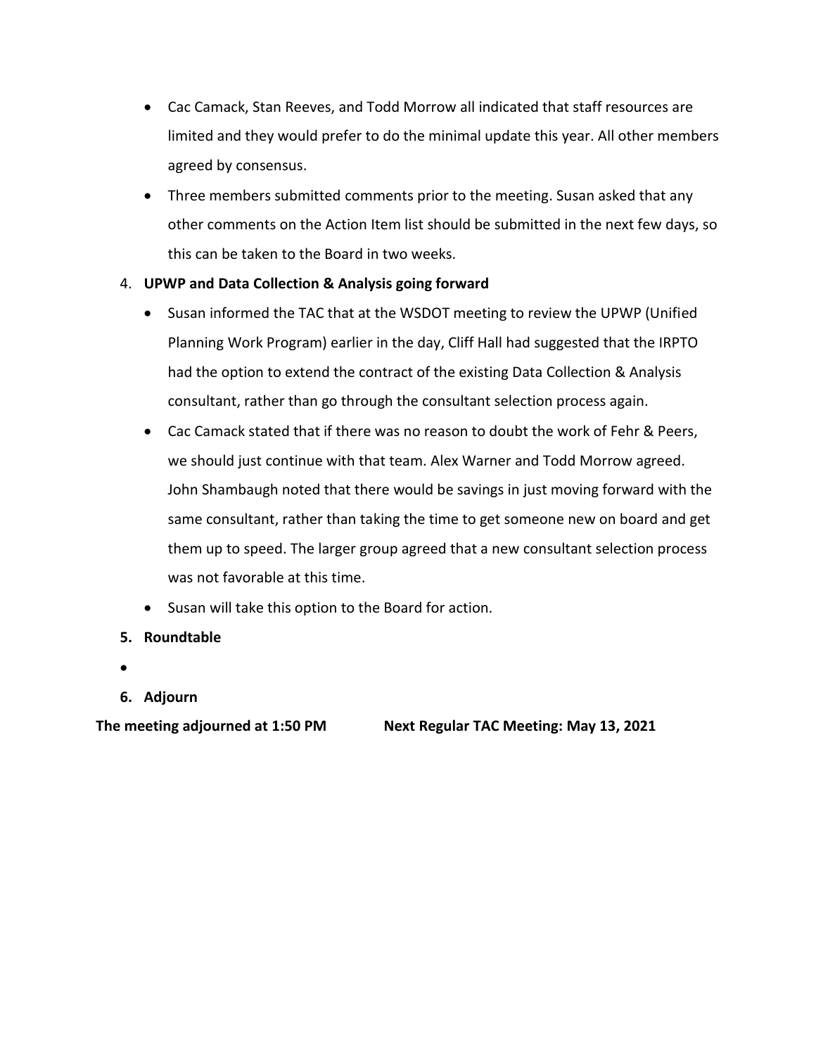- Cac Camack, Stan Reeves, and Todd Morrow all indicated that staff resources are limited and they would prefer to do the minimal update this year. All other members agreed by consensus.
- Three members submitted comments prior to the meeting. Susan asked that any other comments on the Action Item list should be submitted in the next few days, so this can be taken to the Board in two weeks.

4. **UPWP and Data Collection & Analysis going forward**
   - Susan informed the TAC that at the WSDOT meeting to review the UPWP (Unified Planning Work Program) earlier in the day, Cliff Hall had suggested that the IRPTO had the option to extend the contract of the existing Data Collection & Analysis consultant, rather than go through the consultant selection process again.
   - Cac Camack stated that if there was no reason to doubt the work of Fehr & Peers, we should just continue with that team. Alex Warner and Todd Morrow agreed. John Shambaugh noted that there would be savings in just moving forward with the same consultant, rather than taking the time to get someone new on board and get them up to speed. The larger group agreed that a new consultant selection process was not favorable at this time.
   - Susan will take this option to the Board for action.

5. **Roundtable**

-

6. **Adjourn**

**The meeting adjourned at 1:50 PM** **Next Regular TAC Meeting: May 13, 2021**